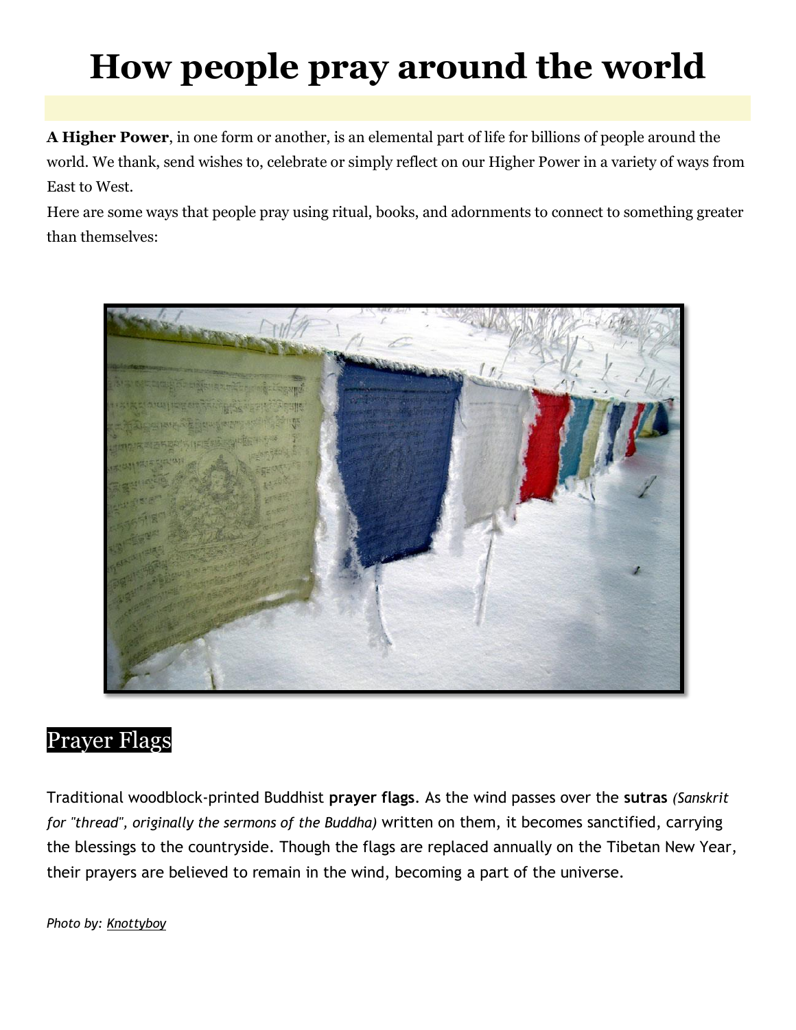# How people pray around the world

**A Higher Power**, in one form or another, is an elemental part of life for billions of people around the world. We thank, send wishes to, celebrate or simply reflect on our Higher Power in a variety of ways from East to West.

Here are some ways that people pray using ritual, books, and adornments to connect to something greater than themselves:

## Prayer Flags

Traditional woodblock-printed Buddhist **prayer flags**. As the wind passes over the **sutras** *(Sanskrit for "thread", originally the sermons of the Buddha)* written on them, it becomes sanctified, carrying the blessings to the countryside. Though the flags are replaced annually on the Tibetan New Year, their prayers are believed to remain in the wind, becoming a part of the universe.

*Photo by: Knottyboy*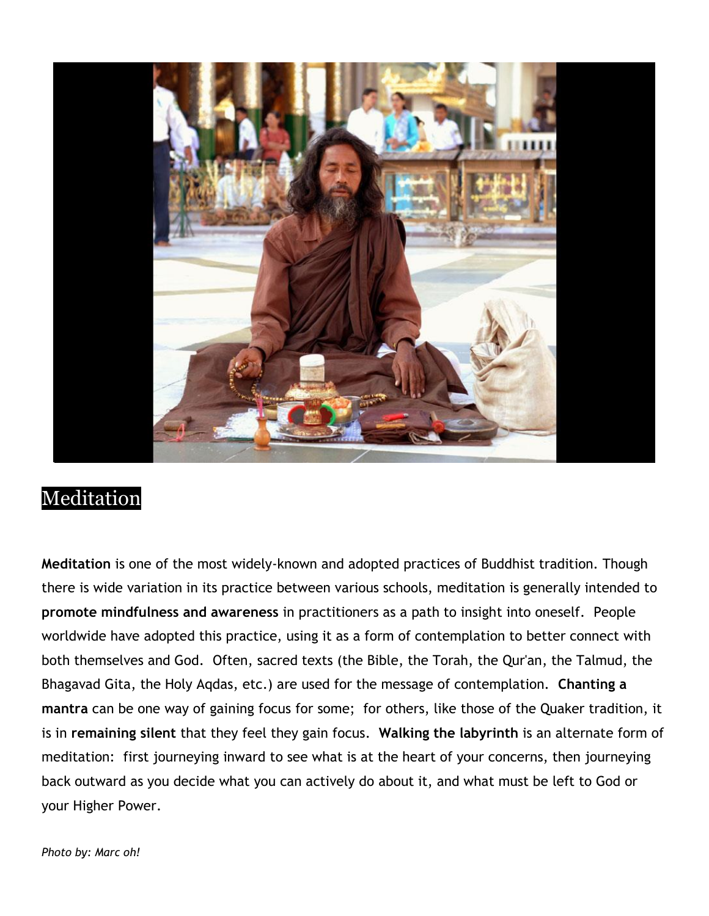# Meditation

**Meditation** is one of the most widely-known and adopted practices of Buddhist tradition. Though there is wide variation in its practice between various schools, meditation is generally intended to **promote mindfulness and awareness** in practitioners as a path to insight into oneself. People worldwide have adopted this practice, using it as a form of contemplation to better connect with both themselves and God. Often, sacred texts (the Bible, the Torah, the Qur'an, the Talmud, the Bhagavad Gita, the Holy Aqdas, etc.) are used for the message of contemplation. **Chanting a mantra** can be one way of gaining focus for some; for others, like those of the Quaker tradition, it is in **remaining silent** that they feel they gain focus. **Walking the labyrinth** is an alternate form of meditation: first journeying inward to see what is at the heart of your concerns, then journeying back outward as you decide what you can actively do about it, and what must be left to God or your Higher Power.

*Photo by: Marc oh!*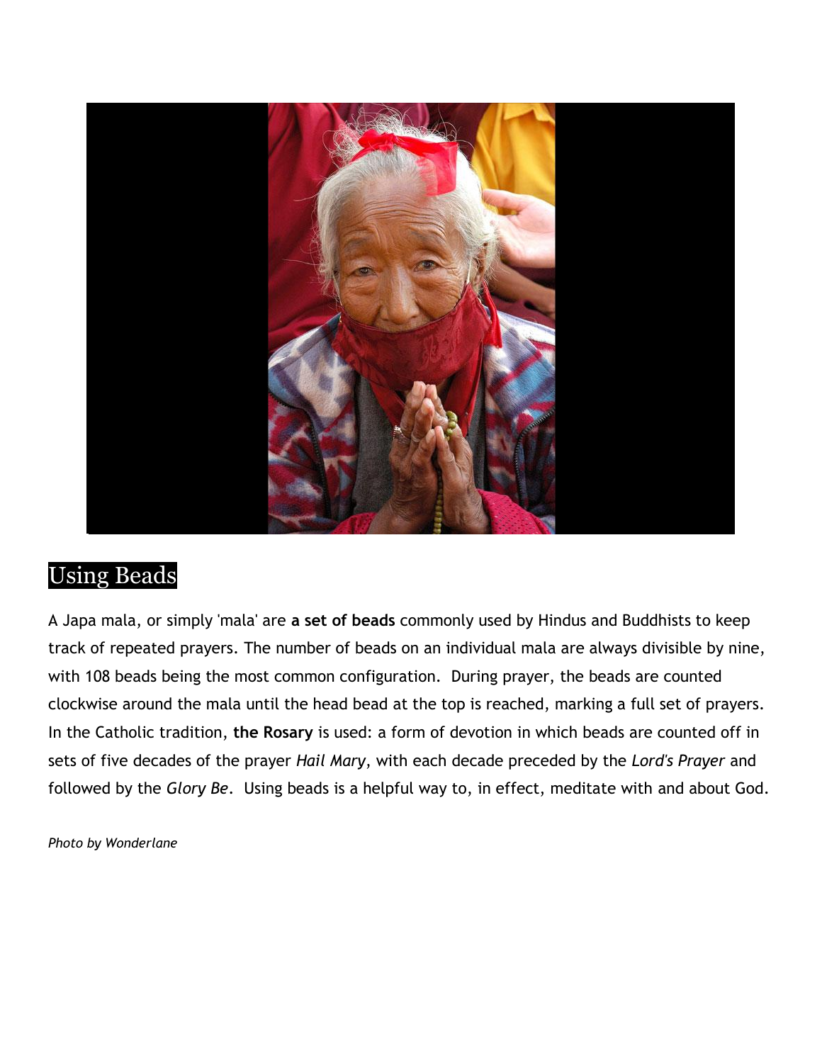## Using Beads

A Japa mala, or simply 'mala' are **a set of beads** commonly used by Hindus and Buddhists to keep track of repeated prayers. The number of beads on an individual mala are always divisible by nine, with 108 beads being the most common configuration. During prayer, the beads are counted clockwise around the mala until the head bead at the top is reached, marking a full set of prayers. In the Catholic tradition, **the Rosary** is used: a form of devotion in which beads are counted off in sets of five decades of the prayer *Hail Mary*, with each decade preceded by the *Lord's Prayer* and followed by the *Glory Be*. Using beads is a helpful way to, in effect, meditate with and about God.

*Photo by Wonderlane*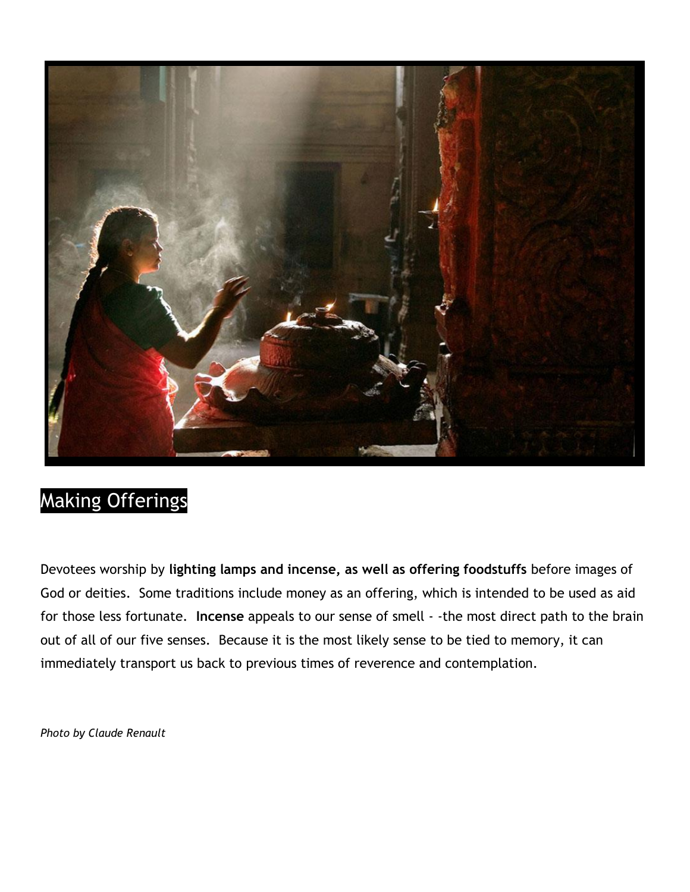## Making Offerings

Devotees worship by **lighting lamps and incense, as well as offering foodstuffs** before images of God or deities. Some traditions include money as an offering, which is intended to be used as aid for those less fortunate. **Incense** appeals to our sense of smell - -the most direct path to the brain out of all of our five senses. Because it is the most likely sense to be tied to memory, it can immediately transport us back to previous times of reverence and contemplation.

*Photo by Claude Renault*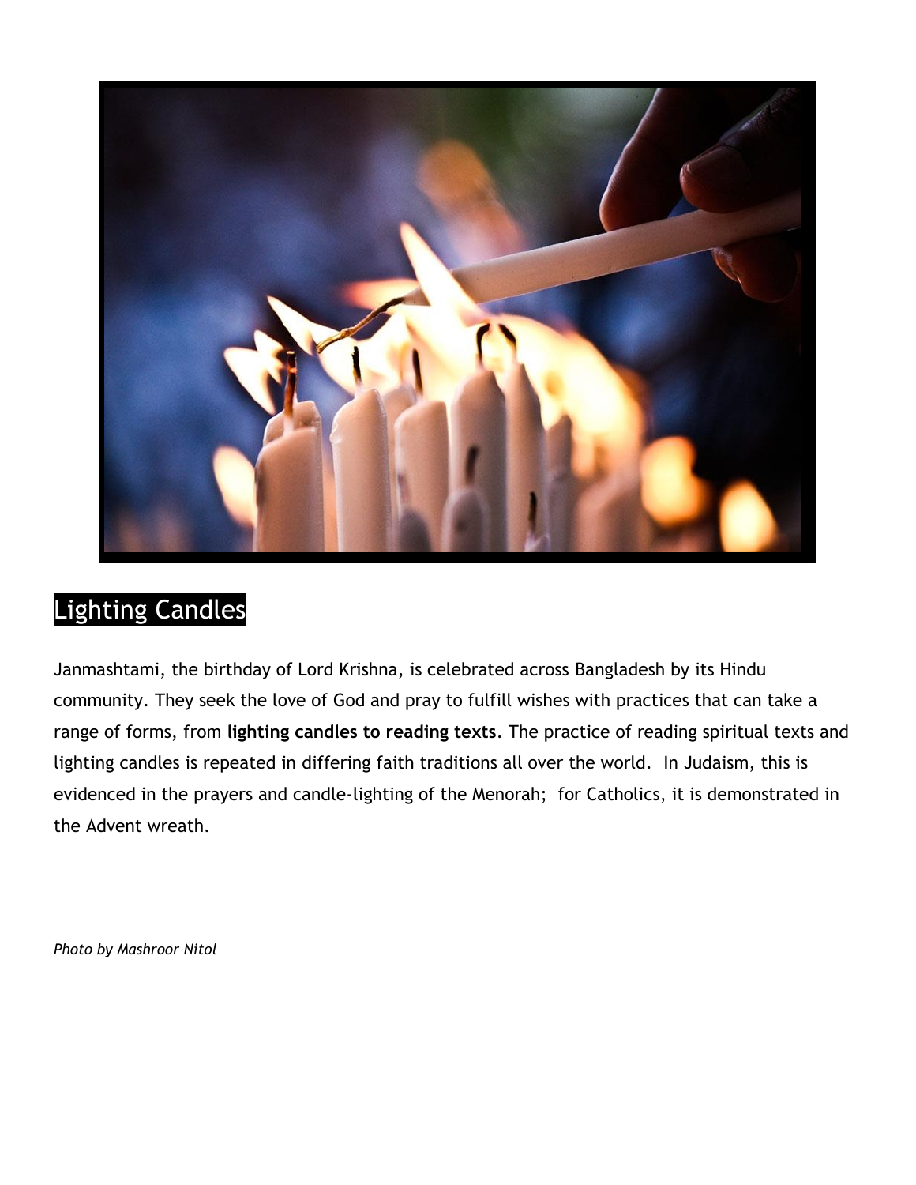## Lighting Candles

Janmashtami, the birthday of Lord Krishna, is celebrated across Bangladesh by its Hindu community. They seek the love of God and pray to fulfill wishes with practices that can take a range of forms, from **lighting candles to reading texts**. The practice of reading spiritual texts and lighting candles is repeated in differing faith traditions all over the world. In Judaism, this is evidenced in the prayers and candle-lighting of the Menorah; for Catholics, it is demonstrated in the Advent wreath.

*Photo by Mashroor Nitol*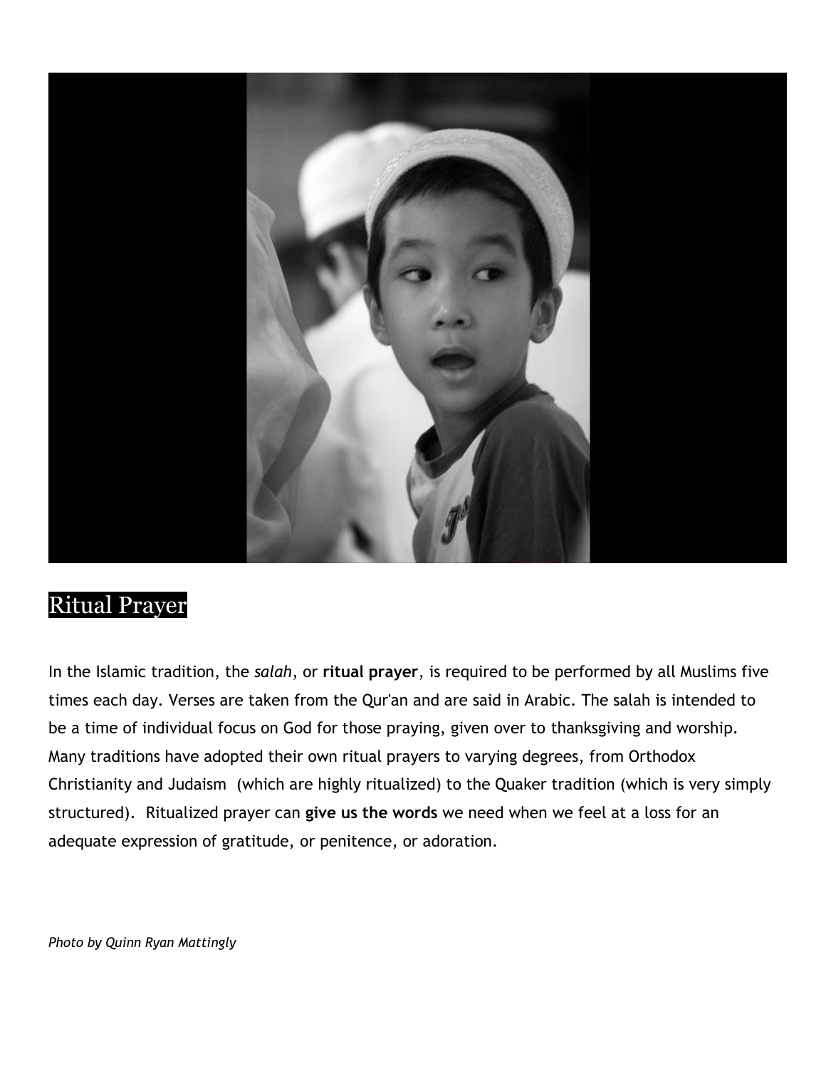## Ritual Prayer

In the Islamic tradition, the *salah*, or **ritual prayer**, is required to be performed by all Muslims five times each day. Verses are taken from the Qur'an and are said in Arabic. The salah is intended to be a time of individual focus on God for those praying, given over to thanksgiving and worship. Many traditions have adopted their own ritual prayers to varying degrees, from Orthodox Christianity and Judaism (which are highly ritualized) to the Quaker tradition (which is very simply structured). Ritualized prayer can **give us the words** we need when we feel at a loss for an adequate expression of gratitude, or penitence, or adoration.

*Photo by Quinn Ryan Mattingly*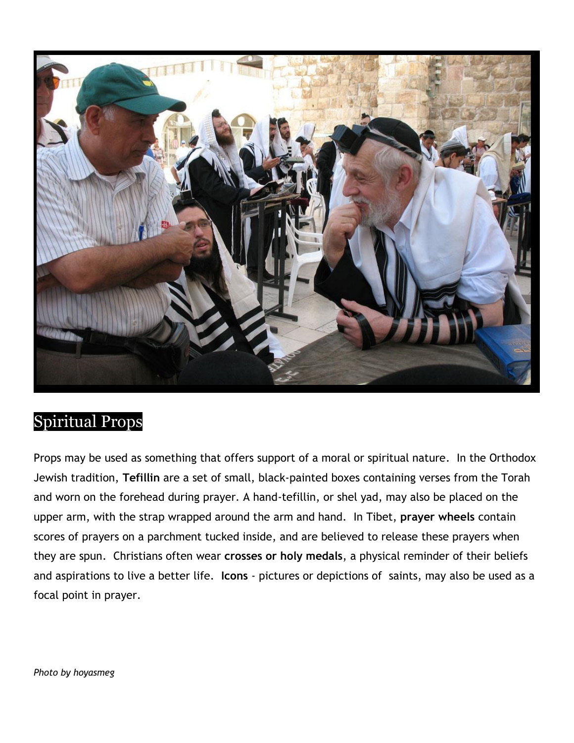## Spiritual Props

Props may be used as something that offers support of a moral or spiritual nature. In the Orthodox Jewish tradition, **Tefillin** are a set of small, black-painted boxes containing verses from the Torah and worn on the forehead during prayer. A hand-tefillin, or shel yad, may also be placed on the upper arm, with the strap wrapped around the arm and hand. In Tibet, **prayer wheels** contain scores of prayers on a parchment tucked inside, and are believed to release these prayers when they are spun. Christians often wear **crosses or holy medals**, a physical reminder of their beliefs and aspirations to live a better life. **Icons** - pictures or depictions of saints, may also be used as a focal point in prayer.

*Photo by hoyasmeg*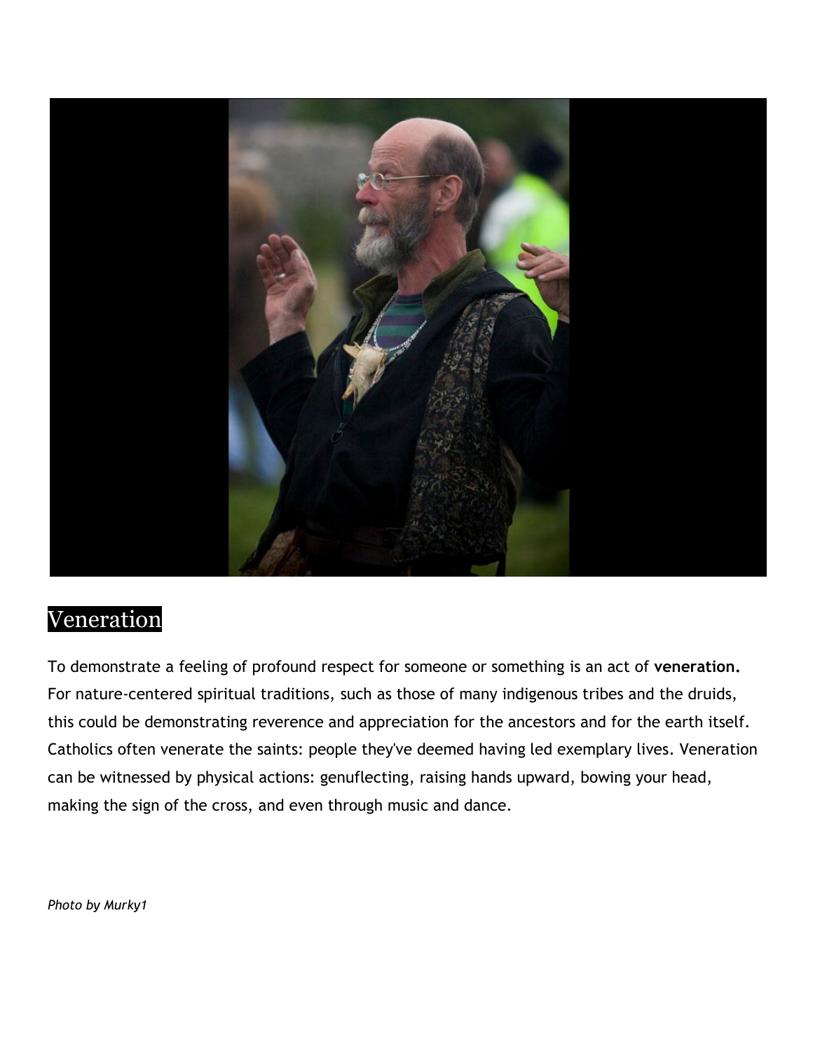## Veneration

To demonstrate a feeling of profound respect for someone or something is an act of **veneration.** For nature-centered spiritual traditions, such as those of many indigenous tribes and the druids, this could be demonstrating reverence and appreciation for the ancestors and for the earth itself. Catholics often venerate the saints: people they've deemed having led exemplary lives. Veneration can be witnessed by physical actions: genuflecting, raising hands upward, bowing your head, making the sign of the cross, and even through music and dance.

*Photo by Murky1*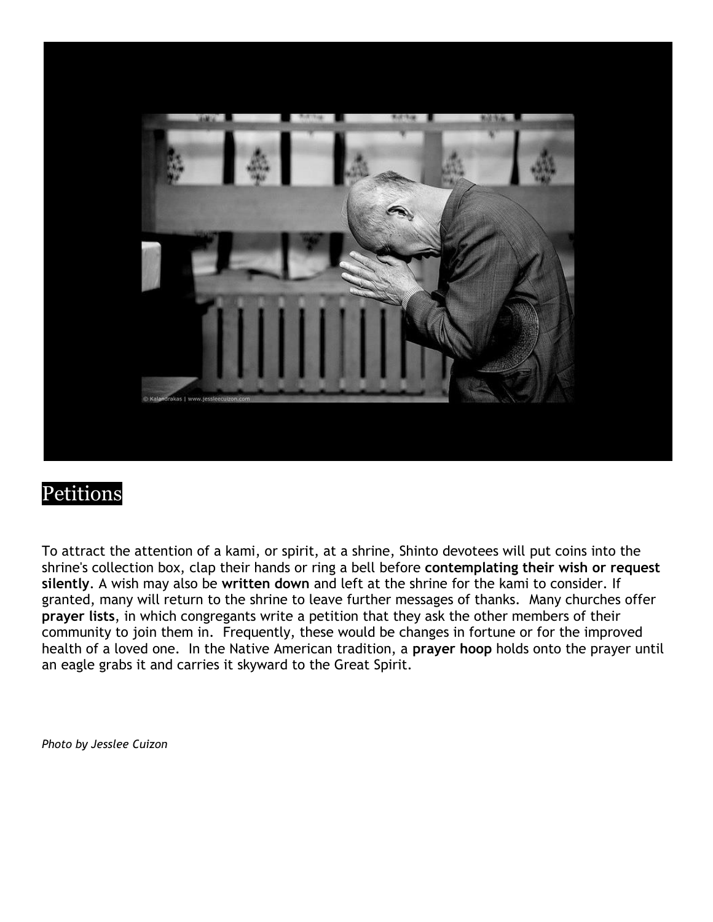# Petitions

To attract the attention of a kami, or spirit, at a shrine, Shinto devotees will put coins into the shrine's collection box, clap their hands or ring a bell before **contemplating their wish or request silently**. A wish may also be **written down** and left at the shrine for the kami to consider. If granted, many will return to the shrine to leave further messages of thanks. Many churches offer **prayer lists**, in which congregants write a petition that they ask the other members of their community to join them in. Frequently, these would be changes in fortune or for the improved health of a loved one. In the Native American tradition, a **prayer hoop** holds onto the prayer until an eagle grabs it and carries it skyward to the Great Spirit.

*Photo by Jesslee Cuizon*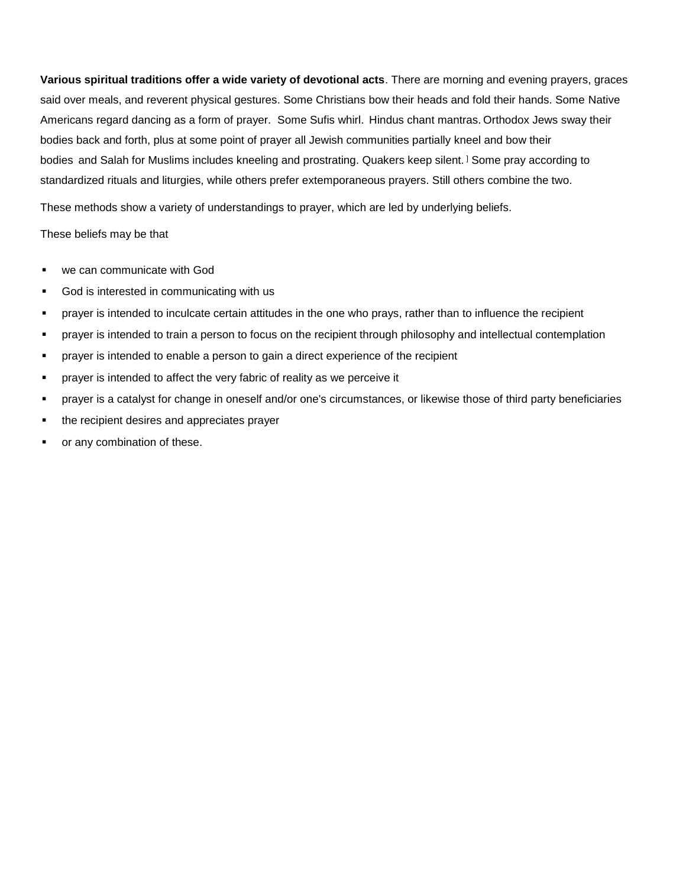**Various spiritual traditions offer a wide variety of devotional acts**. There are morning and evening prayers, graces said over meals, and reverent physical gestures. Some Christians bow their heads and fold their hands. Some Native Americans regard dancing as a form of prayer. Some Sufis whirl. Hindus chant mantras. Orthodox Jews sway their bodies back and forth, plus at some point of prayer all Jewish communities partially kneel and bow their bodies and Salah for Muslims includes kneeling and prostrating. Quakers keep silent. ] Some pray according to standardized rituals and liturgies, while others prefer extemporaneous prayers. Still others combine the two.

These methods show a variety of understandings to prayer, which are led by underlying beliefs.

These beliefs may be that

- we can communicate with God
- God is interested in communicating with us
- prayer is intended to inculcate certain attitudes in the one who prays, rather than to influence the recipient
- prayer is intended to train a person to focus on the recipient through philosophy and intellectual contemplation
- prayer is intended to enable a person to gain a direct experience of the recipient
- prayer is intended to affect the very fabric of reality as we perceive it
- prayer is a catalyst for change in oneself and/or one's circumstances, or likewise those of third party beneficiaries
- the recipient desires and appreciates prayer
- or any combination of these.